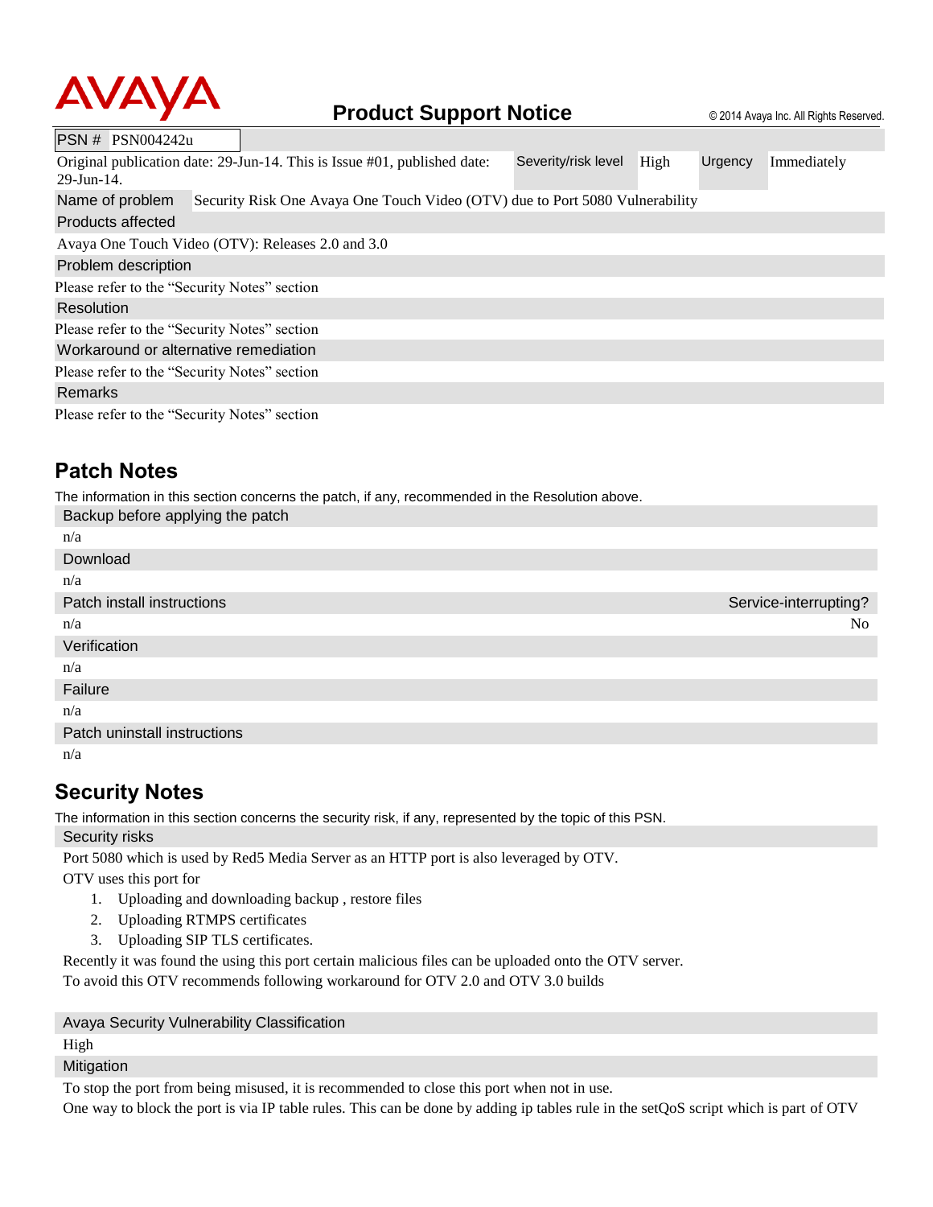# Product Support Notice

© 2014 Avaya Inc. All Rights Reserved.

| | | | | | |
|---|---|---|---|---|---|
| PSN # | PSN004242u | | | | |
| Original publication date: 29-Jun-14. This is Issue #01, published date: 29-Jun-14. | | Severity/risk level | High | Urgency | Immediately |
| Name of problem | Security Risk One Avaya One Touch Video (OTV) due to Port 5080 Vulnerability | | | | |

**Products affected**

Avaya One Touch Video (OTV): Releases 2.0 and 3.0

**Problem description**

Please refer to the "Security Notes" section

**Resolution**

Please refer to the "Security Notes" section

**Workaround or alternative remediation**

Please refer to the "Security Notes" section

**Remarks**

Please refer to the "Security Notes" section

## Patch Notes

The information in this section concerns the patch, if any, recommended in the Resolution above.

**Backup before applying the patch**

n/a

**Download**

n/a

| Patch install instructions | Service-interrupting? |
|---|---|
| n/a | No |

**Verification**

n/a

**Failure**

n/a

**Patch uninstall instructions**

n/a

## Security Notes

The information in this section concerns the security risk, if any, represented by the topic of this PSN.

**Security risks**

Port 5080 which is used by Red5 Media Server as an HTTP port is also leveraged by OTV.

OTV uses this port for

1. Uploading and downloading backup , restore files
2. Uploading RTMPS certificates
3. Uploading SIP TLS certificates.

Recently it was found the using this port certain malicious files can be uploaded onto the OTV server.

To avoid this OTV recommends following workaround for OTV 2.0 and OTV 3.0 builds

**Avaya Security Vulnerability Classification**

High

**Mitigation**

To stop the port from being misused, it is recommended to close this port when not in use.

One way to block the port is via IP table rules. This can be done by adding ip tables rule in the setQoS script which is part of OTV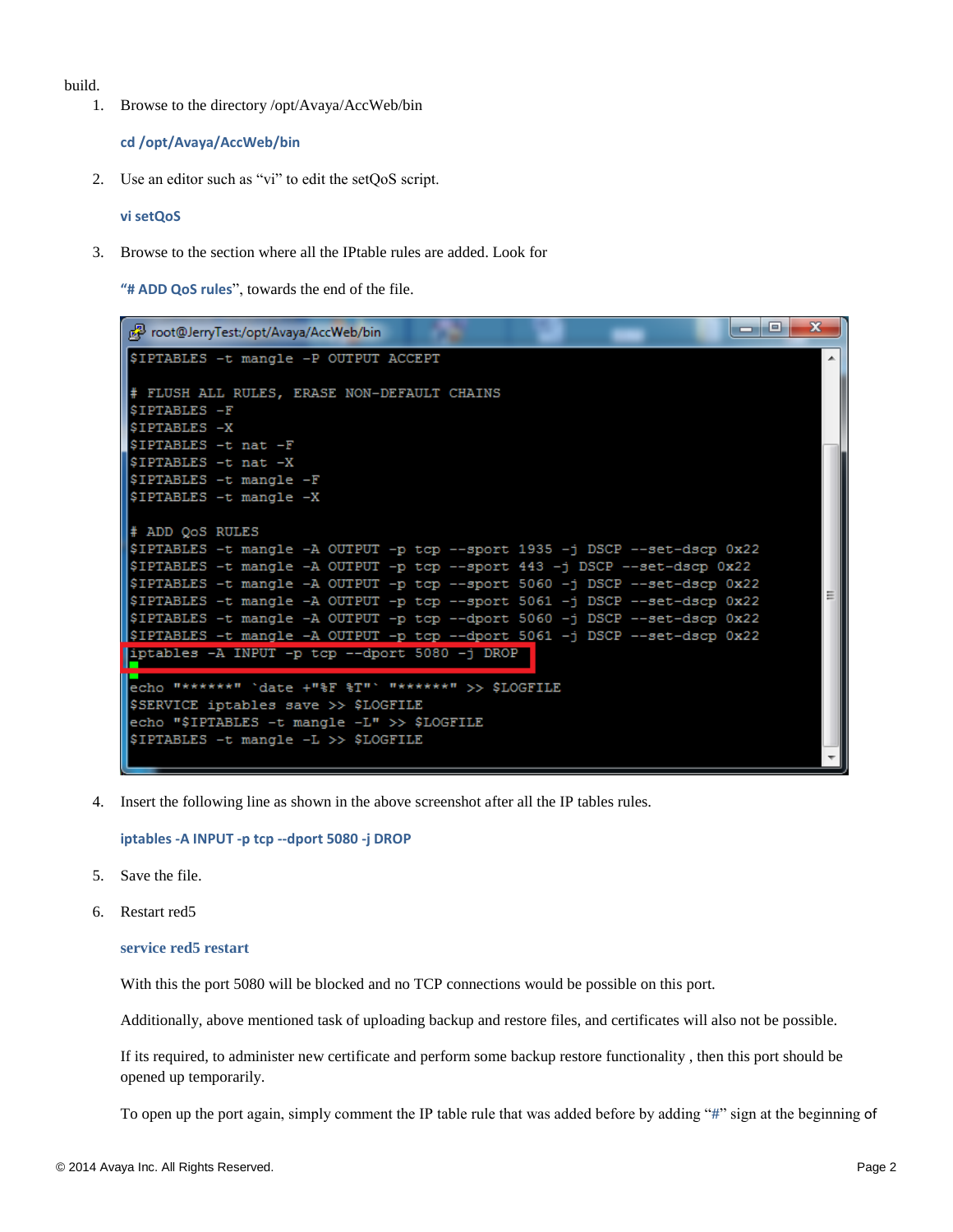build.

1. Browse to the directory /opt/Avaya/AccWeb/bin

   **cd /opt/Avaya/AccWeb/bin**

2. Use an editor such as "vi" to edit the setQoS script.

   **vi setQoS**

3. Browse to the section where all the IPtable rules are added. Look for

   **"# ADD QoS rules"**, towards the end of the file.

```
root@JerryTest:/opt/Avaya/AccWeb/bin
$IPTABLES -t mangle -P OUTPUT ACCEPT

# FLUSH ALL RULES, ERASE NON-DEFAULT CHAINS
$IPTABLES -F
$IPTABLES -X
$IPTABLES -t nat -F
$IPTABLES -t nat -X
$IPTABLES -t mangle -F
$IPTABLES -t mangle -X

# ADD QoS RULES
$IPTABLES -t mangle -A OUTPUT -p tcp --sport 1935 -j DSCP --set-dscp 0x22
$IPTABLES -t mangle -A OUTPUT -p tcp --sport 443 -j DSCP --set-dscp 0x22
$IPTABLES -t mangle -A OUTPUT -p tcp --sport 5060 -j DSCP --set-dscp 0x22
$IPTABLES -t mangle -A OUTPUT -p tcp --sport 5061 -j DSCP --set-dscp 0x22
$IPTABLES -t mangle -A OUTPUT -p tcp --dport 5060 -j DSCP --set-dscp 0x22
$IPTABLES -t mangle -A OUTPUT -p tcp --dport 5061 -j DSCP --set-dscp 0x22
iptables -A INPUT -p tcp --dport 5080 -j DROP

echo "******" `date +"%F %T"` "******" >> $LOGFILE
$SERVICE iptables save >> $LOGFILE
echo "$IPTABLES -t mangle -L" >> $LOGFILE
$IPTABLES -t mangle -L >> $LOGFILE
```

4. Insert the following line as shown in the above screenshot after all the IP tables rules.

   **iptables -A INPUT -p tcp --dport 5080 -j DROP**

5. Save the file.

6. Restart red5

   **service red5 restart**

   With this the port 5080 will be blocked and no TCP connections would be possible on this port.

   Additionally, above mentioned task of uploading backup and restore files, and certificates will also not be possible.

   If its required, to administer new certificate and perform some backup restore functionality , then this port should be opened up temporarily.

   To open up the port again, simply comment the IP table rule that was added before by adding "#" sign at the beginning of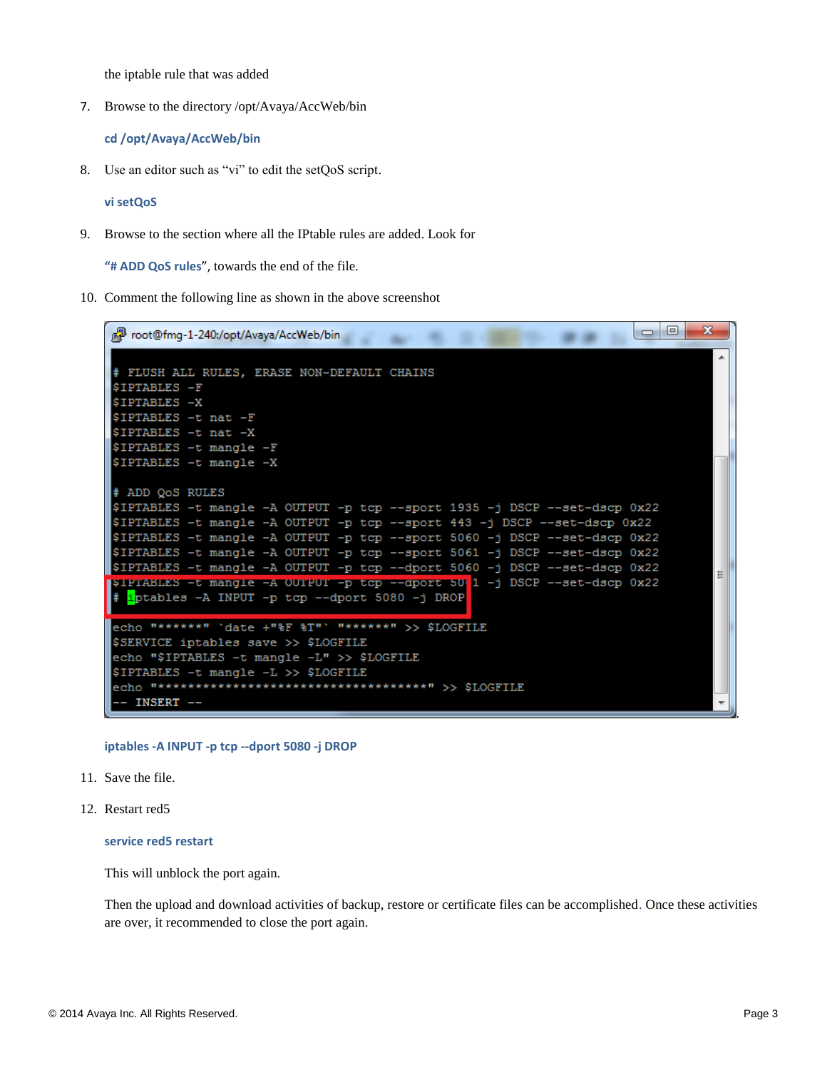the iptable rule that was added

7. Browse to the directory /opt/Avaya/AccWeb/bin

   **cd /opt/Avaya/AccWeb/bin**

8. Use an editor such as "vi" to edit the setQoS script.

   **vi setQoS**

9. Browse to the section where all the IPtable rules are added. Look for

   **"# ADD QoS rules"**, towards the end of the file.

10. Comment the following line as shown in the above screenshot

```
root@fmg-1-240:/opt/Avaya/AccWeb/bin

# FLUSH ALL RULES, ERASE NON-DEFAULT CHAINS
$IPTABLES -F
$IPTABLES -X
$IPTABLES -t nat -F
$IPTABLES -t nat -X
$IPTABLES -t mangle -F
$IPTABLES -t mangle -X

# ADD QoS RULES
$IPTABLES -t mangle -A OUTPUT -p tcp --sport 1935 -j DSCP --set-dscp 0x22
$IPTABLES -t mangle -A OUTPUT -p tcp --sport 443 -j DSCP --set-dscp 0x22
$IPTABLES -t mangle -A OUTPUT -p tcp --sport 5060 -j DSCP --set-dscp 0x22
$IPTABLES -t mangle -A OUTPUT -p tcp --sport 5061 -j DSCP --set-dscp 0x22
$IPTABLES -t mangle -A OUTPUT -p tcp --dport 5060 -j DSCP --set-dscp 0x22
$IPTABLES -t mangle -A OUTPUT -p tcp --dport 5061 -j DSCP --set-dscp 0x22
# iptables -A INPUT -p tcp --dport 5080 -j DROP

echo "*******" `date +"%F %T"` "*******" >> $LOGFILE
$SERVICE iptables save >> $LOGFILE
echo "$IPTABLES -t mangle -L" >> $LOGFILE
$IPTABLES -t mangle -L >> $LOGFILE
echo "**************************************" >> $LOGFILE
-- INSERT --
```

   **iptables -A INPUT -p tcp --dport 5080 -j DROP**

11. Save the file.

12. Restart red5

    **service red5 restart**

    This will unblock the port again.

    Then the upload and download activities of backup, restore or certificate files can be accomplished. Once these activities are over, it recommended to close the port again.

© 2014 Avaya Inc. All Rights Reserved.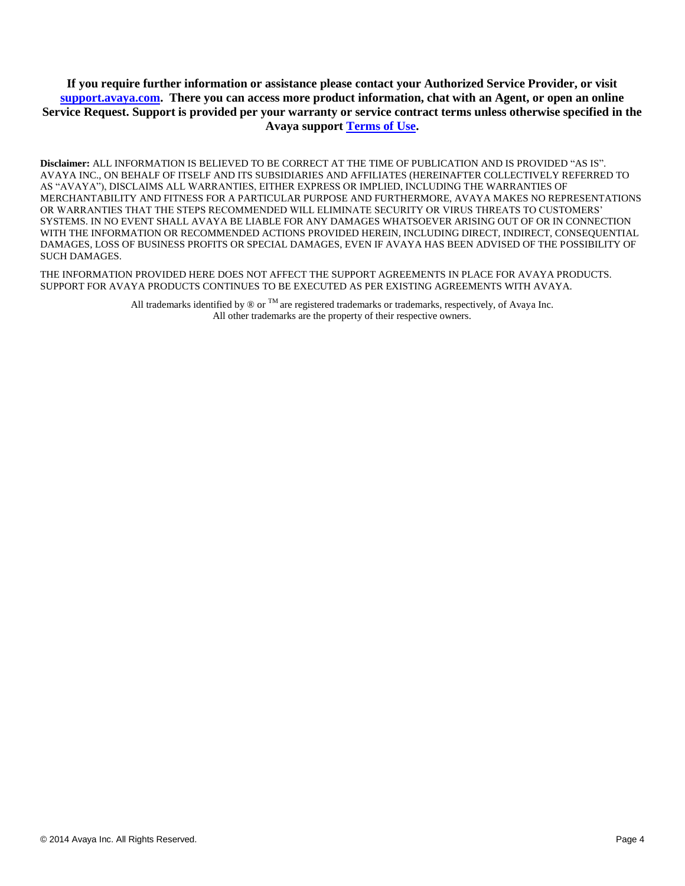**If you require further information or assistance please contact your Authorized Service Provider, or visit [support.avaya.com](support.avaya.com). There you can access more product information, chat with an Agent, or open an online Service Request. Support is provided per your warranty or service contract terms unless otherwise specified in the Avaya support [Terms of Use](Terms of Use).**

**Disclaimer:** ALL INFORMATION IS BELIEVED TO BE CORRECT AT THE TIME OF PUBLICATION AND IS PROVIDED "AS IS". AVAYA INC., ON BEHALF OF ITSELF AND ITS SUBSIDIARIES AND AFFILIATES (HEREINAFTER COLLECTIVELY REFERRED TO AS "AVAYA"), DISCLAIMS ALL WARRANTIES, EITHER EXPRESS OR IMPLIED, INCLUDING THE WARRANTIES OF MERCHANTABILITY AND FITNESS FOR A PARTICULAR PURPOSE AND FURTHERMORE, AVAYA MAKES NO REPRESENTATIONS OR WARRANTIES THAT THE STEPS RECOMMENDED WILL ELIMINATE SECURITY OR VIRUS THREATS TO CUSTOMERS' SYSTEMS. IN NO EVENT SHALL AVAYA BE LIABLE FOR ANY DAMAGES WHATSOEVER ARISING OUT OF OR IN CONNECTION WITH THE INFORMATION OR RECOMMENDED ACTIONS PROVIDED HEREIN, INCLUDING DIRECT, INDIRECT, CONSEQUENTIAL DAMAGES, LOSS OF BUSINESS PROFITS OR SPECIAL DAMAGES, EVEN IF AVAYA HAS BEEN ADVISED OF THE POSSIBILITY OF SUCH DAMAGES.

THE INFORMATION PROVIDED HERE DOES NOT AFFECT THE SUPPORT AGREEMENTS IN PLACE FOR AVAYA PRODUCTS. SUPPORT FOR AVAYA PRODUCTS CONTINUES TO BE EXECUTED AS PER EXISTING AGREEMENTS WITH AVAYA.

All trademarks identified by ® or ™ are registered trademarks or trademarks, respectively, of Avaya Inc.
All other trademarks are the property of their respective owners.

© 2014 Avaya Inc. All Rights Reserved.